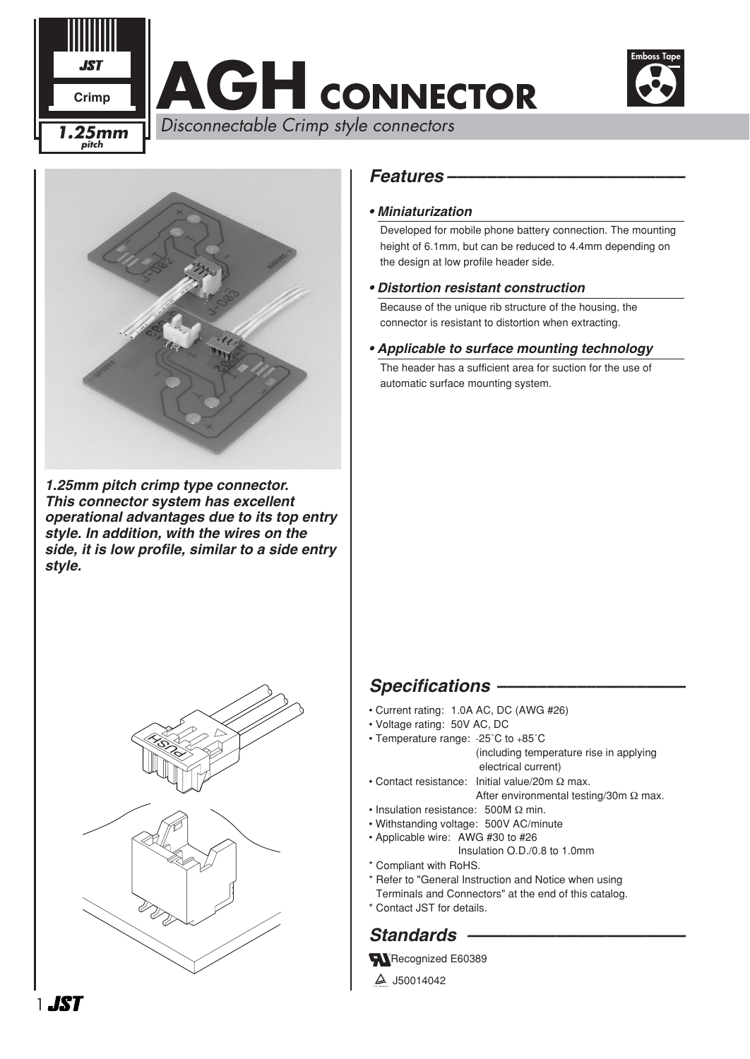# AGH CONNECTOR

*Disconnectable Crimp style connectors*

JST Crimp 1.25mm pitch

Emboss Tape

***1.25mm pitch crimp type connector. This connector system has excellent operational advantages due to its top entry style. In addition, with the wires on the side, it is low profile, similar to a side entry style.***

## *Features*

***• Miniaturization***

Developed for mobile phone battery connection. The mounting height of 6.1mm, but can be reduced to 4.4mm depending on the design at low profile header side.

***• Distortion resistant construction***

Because of the unique rib structure of the housing, the connector is resistant to distortion when extracting.

***• Applicable to surface mounting technology***

The header has a sufficient area for suction for the use of automatic surface mounting system.

## *Specifications*

- Current rating: 1.0A AC, DC (AWG #26)
- Voltage rating: 50V AC, DC
- Temperature range: -25˚C to +85˚C (including temperature rise in applying electrical current)
- Contact resistance: Initial value/20m Ω max. After environmental testing/30m Ω max.
- Insulation resistance: 500M Ω min.
- Withstanding voltage: 500V AC/minute
- Applicable wire: AWG #30 to #26 Insulation O.D./0.8 to 1.0mm

\* Compliant with RoHS.
\* Refer to "General Instruction and Notice when using Terminals and Connectors" at the end of this catalog.
\* Contact JST for details.

## *Standards*

Recognized E60389

J50014042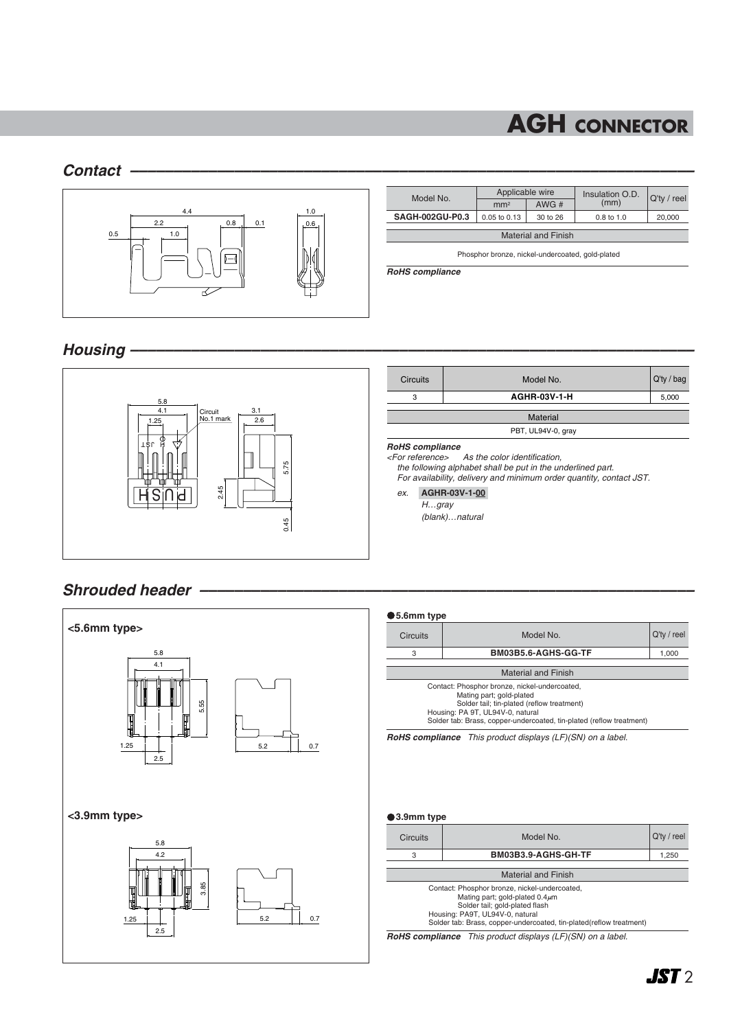# AGH CONNECTOR

## Contact

| Model No. | Applicable wire | | Insulation O.D. (mm) | Q'ty / reel |
|---|---|---|---|---|
| | $mm^2$ | AWG # | | |
| **SAGH-002GU-P0.3** | 0.05 to 0.13 | 30 to 26 | 0.8 to 1.0 | 20,000 |

| Material and Finish |
|---|
| Phosphor bronze, nickel-undercoated, gold-plated |

***RoHS compliance***

## Housing

| Circuits | Model No. | Q'ty / bag |
|---|---|---|
| 3 | **AGHR-03V-1-H** | 5,000 |

| Material |
|---|
| PBT, UL94V-0, gray |

***RoHS compliance***

*<For reference> As the color identification,*
*the following alphabet shall be put in the underlined part.*
*For availability, delivery and minimum order quantity, contact JST.*

*ex.* **AGHR-03V-1-00**
*H…gray*
*(blank)…natural*

## Shrouded header

**<5.6mm type>**

**<3.9mm type>**

### ●5.6mm type

| Circuits | Model No. | Q'ty / reel |
|---|---|---|
| 3 | **BM03B5.6-AGHS-GG-TF** | 1,000 |

| Material and Finish |
|---|
| Contact: Phosphor bronze, nickel-undercoated, Mating part; gold-plated Solder tail; tin-plated (reflow treatment) Housing: PA 9T, UL94V-0, natural Solder tab: Brass, copper-undercoated, tin-plated (reflow treatment) |

***RoHS compliance*** *This product displays (LF)(SN) on a label.*

### ●3.9mm type

| Circuits | Model No. | Q'ty / reel |
|---|---|---|
| 3 | **BM03B3.9-AGHS-GH-TF** | 1,250 |

| Material and Finish |
|---|
| Contact: Phosphor bronze, nickel-undercoated, Mating part; gold-plated 0.4μm Solder tail; gold-plated flash Housing: PA9T, UL94V-0, natural Solder tab: Brass, copper-undercoated, tin-plated(reflow treatment) |

***RoHS compliance*** *This product displays (LF)(SN) on a label.*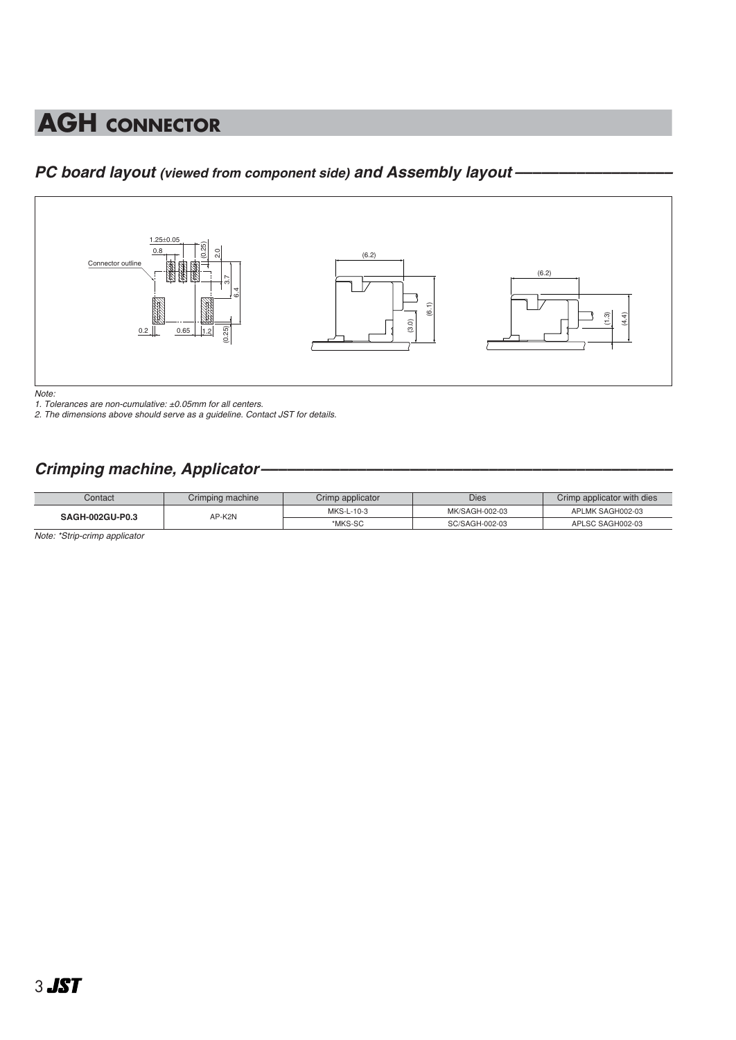# AGH CONNECTOR

## PC board layout (viewed from component side) and Assembly layout

1.25±0.05
0.8
(0.25)
2.0
Connector outline
3.7
6.4
0.2
0.65
1.2
(0.25)

(6.2)
(3.0)
(6.1)

(6.2)
(1.3)
(4.4)

*Note:*
*1. Tolerances are non-cumulative: ±0.05mm for all centers.*
*2. The dimensions above should serve as a guideline. Contact JST for details.*

## Crimping machine, Applicator

| Contact | Crimping machine | Crimp applicator | Dies | Crimp applicator with dies |
|---|---|---|---|---|
| **SAGH-002GU-P0.3** | AP-K2N | MKS-L-10-3 | MK/SAGH-002-03 | APLMK SAGH002-03 |
| | | *MKS-SC | SC/SAGH-002-03 | APLSC SAGH002-03 |

*Note: *Strip-crimp applicator*